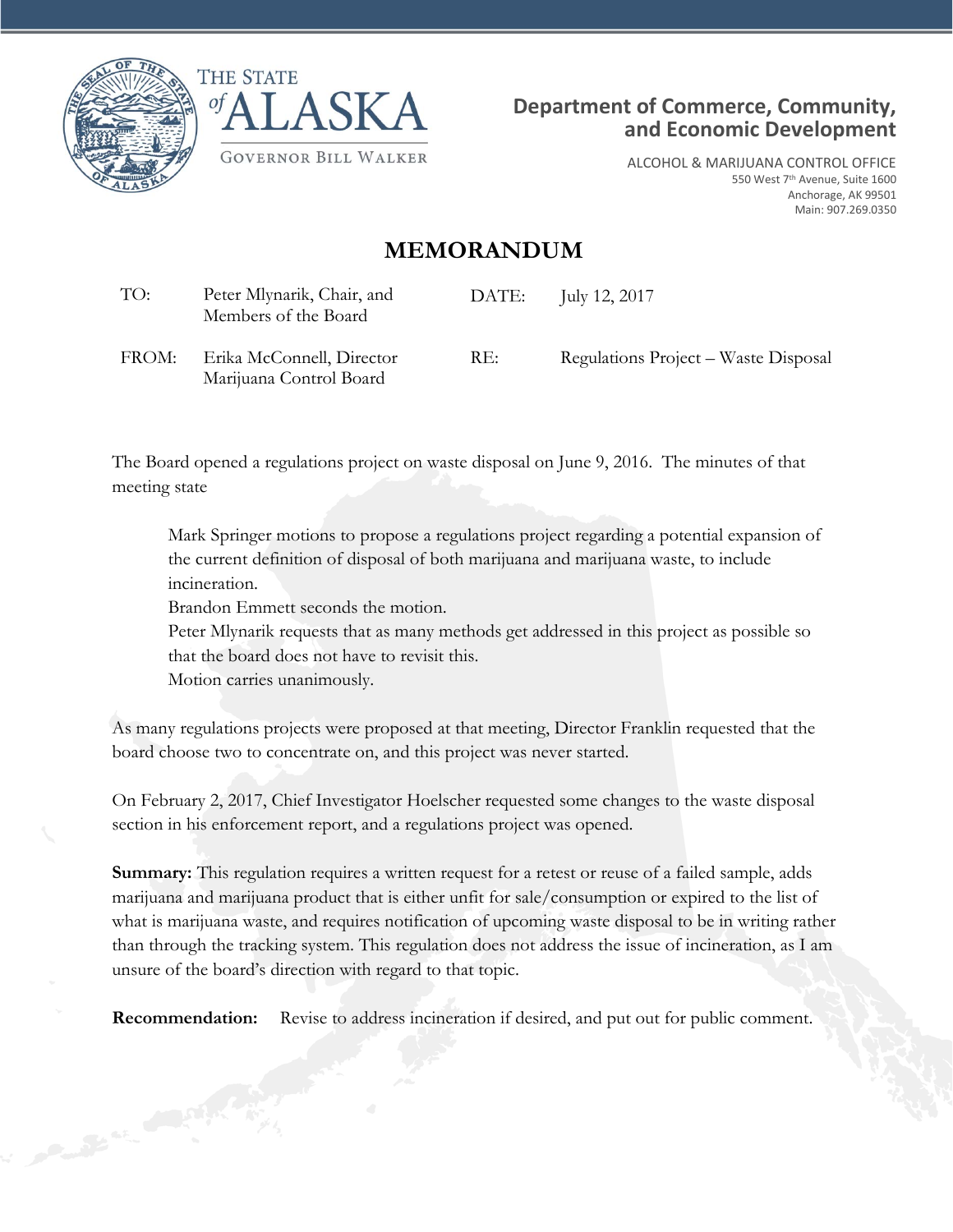THE STATE of ALASKA

GOVERNOR BILL WALKER

**Department of Commerce, Community, and Economic Development**

ALCOHOL & MARIJUANA CONTROL OFFICE
550 West 7th Avenue, Suite 1600
Anchorage, AK 99501
Main: 907.269.0350

# MEMORANDUM

| | | | |
|---|---|---|---|
| TO: | Peter Mlynarik, Chair, and Members of the Board | DATE: | July 12, 2017 |
| FROM: | Erika McConnell, Director Marijuana Control Board | RE: | Regulations Project – Waste Disposal |

The Board opened a regulations project on waste disposal on June 9, 2016. The minutes of that meeting state

> Mark Springer motions to propose a regulations project regarding a potential expansion of the current definition of disposal of both marijuana and marijuana waste, to include incineration.
> Brandon Emmett seconds the motion.
> Peter Mlynarik requests that as many methods get addressed in this project as possible so that the board does not have to revisit this.
> Motion carries unanimously.

As many regulations projects were proposed at that meeting, Director Franklin requested that the board choose two to concentrate on, and this project was never started.

On February 2, 2017, Chief Investigator Hoelscher requested some changes to the waste disposal section in his enforcement report, and a regulations project was opened.

**Summary:** This regulation requires a written request for a retest or reuse of a failed sample, adds marijuana and marijuana product that is either unfit for sale/consumption or expired to the list of what is marijuana waste, and requires notification of upcoming waste disposal to be in writing rather than through the tracking system. This regulation does not address the issue of incineration, as I am unsure of the board's direction with regard to that topic.

**Recommendation:** Revise to address incineration if desired, and put out for public comment.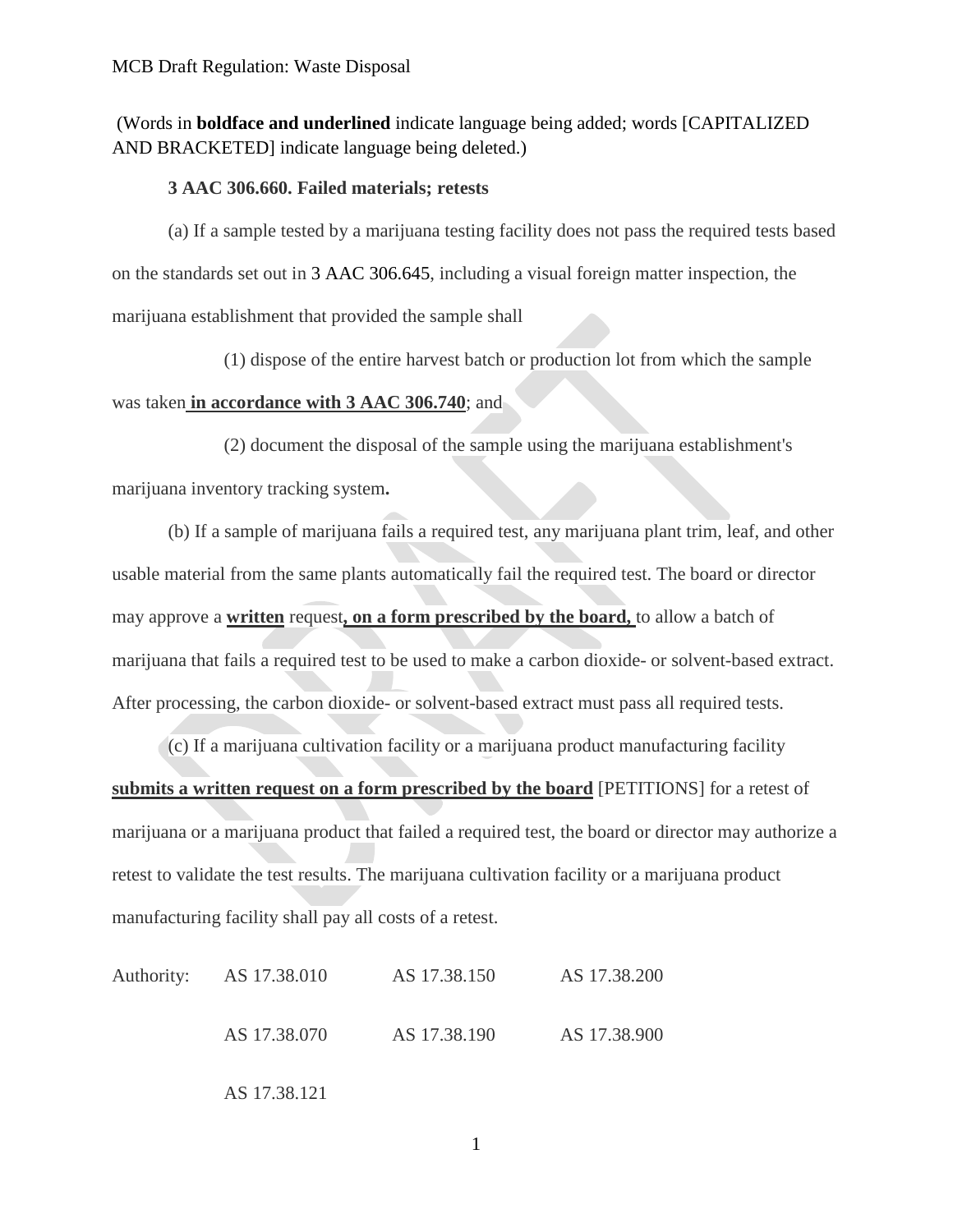(Words in **boldface and underlined** indicate language being added; words [CAPITALIZED AND BRACKETED] indicate language being deleted.)

**3 AAC 306.660. Failed materials; retests**

(a) If a sample tested by a marijuana testing facility does not pass the required tests based on the standards set out in 3 AAC 306.645, including a visual foreign matter inspection, the marijuana establishment that provided the sample shall

(1) dispose of the entire harvest batch or production lot from which the sample was taken **<u>in accordance with 3 AAC 306.740</u>**; and

(2) document the disposal of the sample using the marijuana establishment's marijuana inventory tracking system**.**

(b) If a sample of marijuana fails a required test, any marijuana plant trim, leaf, and other usable material from the same plants automatically fail the required test. The board or director may approve a **<u>written</u>** request**<u>, on a form prescribed by the board,</u>** to allow a batch of marijuana that fails a required test to be used to make a carbon dioxide- or solvent-based extract. After processing, the carbon dioxide- or solvent-based extract must pass all required tests.

(c) If a marijuana cultivation facility or a marijuana product manufacturing facility **<u>submits a written request on a form prescribed by the board</u>** [PETITIONS] for a retest of marijuana or a marijuana product that failed a required test, the board or director may authorize a retest to validate the test results. The marijuana cultivation facility or a marijuana product manufacturing facility shall pay all costs of a retest.

Authority: AS 17.38.010 AS 17.38.150 AS 17.38.200
AS 17.38.070 AS 17.38.190 AS 17.38.900
AS 17.38.121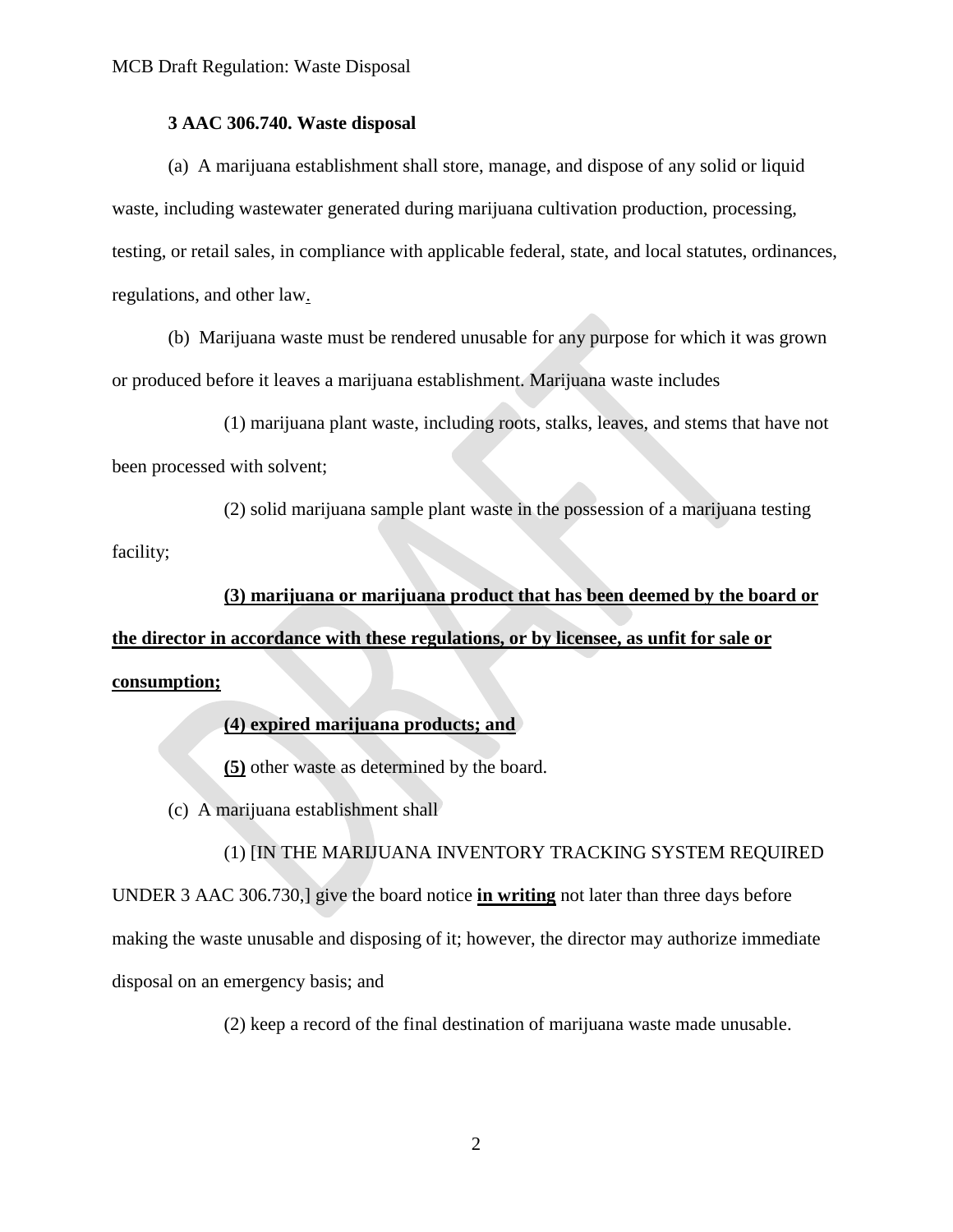**3 AAC 306.740. Waste disposal**

(a) A marijuana establishment shall store, manage, and dispose of any solid or liquid waste, including wastewater generated during marijuana cultivation production, processing, testing, or retail sales, in compliance with applicable federal, state, and local statutes, ordinances, regulations, and other law.

(b) Marijuana waste must be rendered unusable for any purpose for which it was grown or produced before it leaves a marijuana establishment. Marijuana waste includes

(1) marijuana plant waste, including roots, stalks, leaves, and stems that have not been processed with solvent;

(2) solid marijuana sample plant waste in the possession of a marijuana testing facility;

**(3) marijuana or marijuana product that has been deemed by the board or the director in accordance with these regulations, or by licensee, as unfit for sale or consumption;**

**(4) expired marijuana products; and**

**(5)** other waste as determined by the board.

(c) A marijuana establishment shall

(1) [IN THE MARIJUANA INVENTORY TRACKING SYSTEM REQUIRED UNDER 3 AAC 306.730,] give the board notice **in writing** not later than three days before making the waste unusable and disposing of it; however, the director may authorize immediate disposal on an emergency basis; and

(2) keep a record of the final destination of marijuana waste made unusable.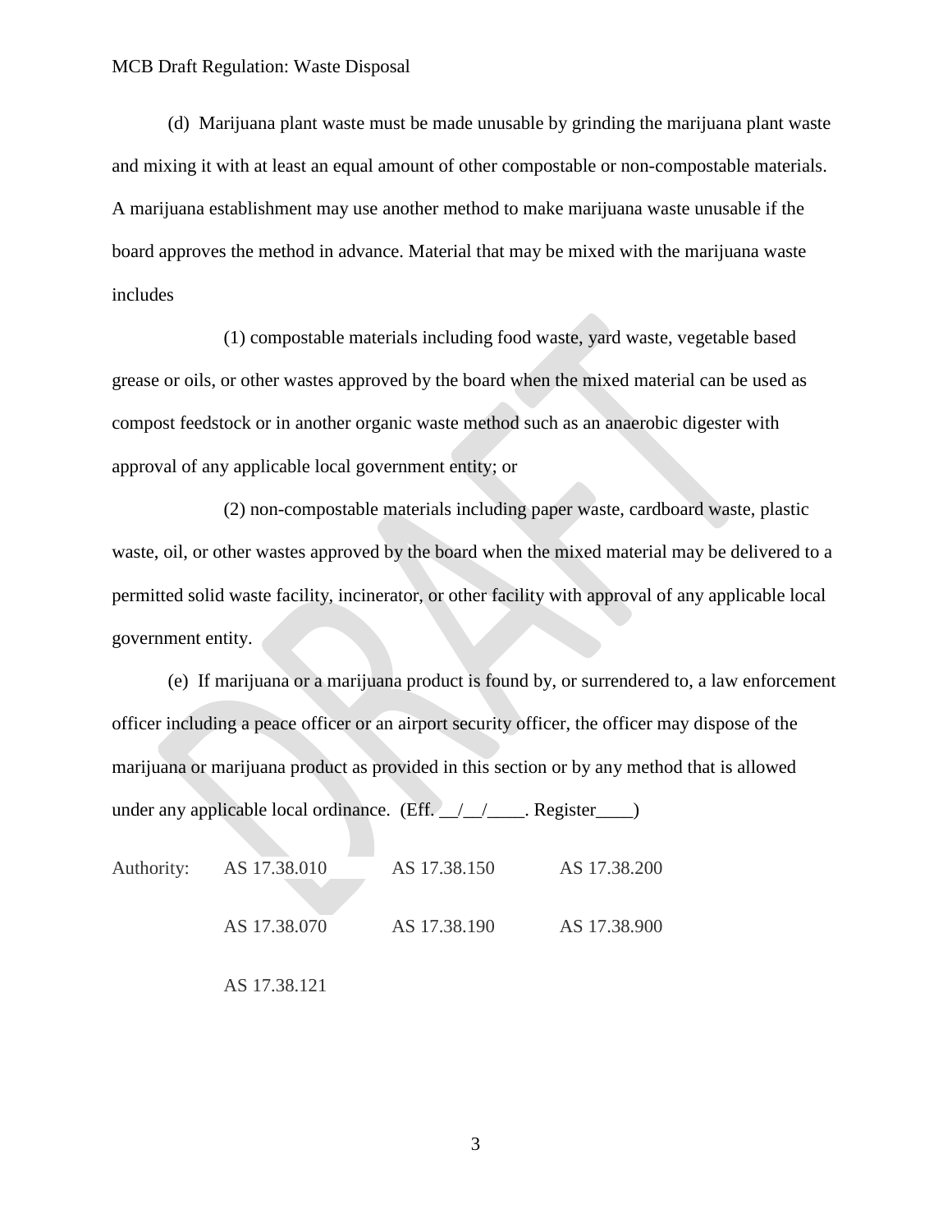(d) Marijuana plant waste must be made unusable by grinding the marijuana plant waste and mixing it with at least an equal amount of other compostable or non-compostable materials. A marijuana establishment may use another method to make marijuana waste unusable if the board approves the method in advance. Material that may be mixed with the marijuana waste includes

(1) compostable materials including food waste, yard waste, vegetable based grease or oils, or other wastes approved by the board when the mixed material can be used as compost feedstock or in another organic waste method such as an anaerobic digester with approval of any applicable local government entity; or

(2) non-compostable materials including paper waste, cardboard waste, plastic waste, oil, or other wastes approved by the board when the mixed material may be delivered to a permitted solid waste facility, incinerator, or other facility with approval of any applicable local government entity.

(e) If marijuana or a marijuana product is found by, or surrendered to, a law enforcement officer including a peace officer or an airport security officer, the officer may dispose of the marijuana or marijuana product as provided in this section or by any method that is allowed under any applicable local ordinance. (Eff. __/__/____. Register____)

| | | | |
|---|---|---|---|
| Authority: | AS 17.38.010 | AS 17.38.150 | AS 17.38.200 |
| | AS 17.38.070 | AS 17.38.190 | AS 17.38.900 |
| | AS 17.38.121 | | |